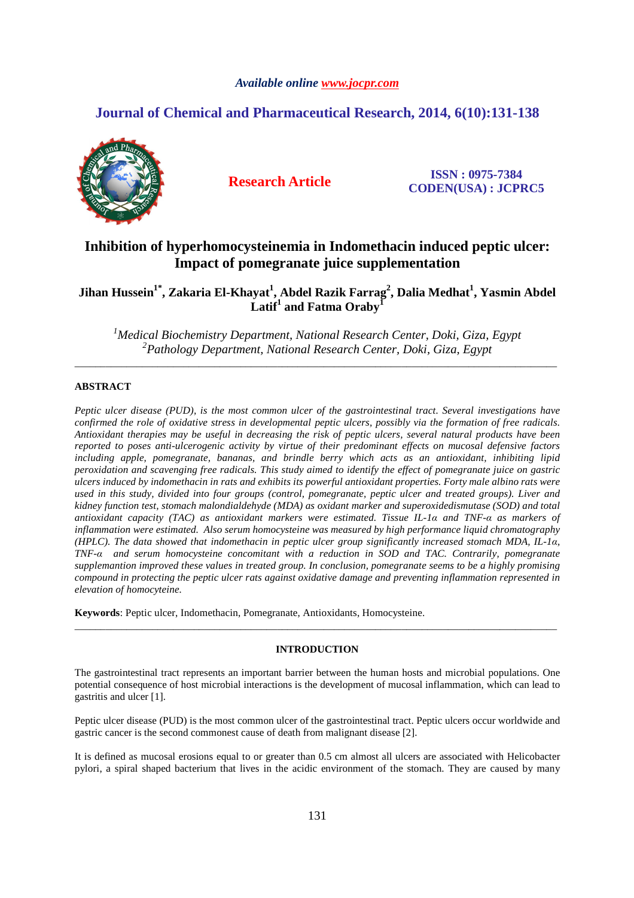Available online www.jocpr.com

# Journal of Chemical and Pharmaceutical Research, 2014, 6(10):131-138

**Research Article**

ISSN : 0975-7384
CODEN(USA) : JCPRC5

# Inhibition of hyperhomocysteinemia in Indomethacin induced peptic ulcer: Impact of pomegranate juice supplementation

**Jihan Hussein[1*], Zakaria El-Khayat[1], Abdel Razik Farrag[2], Dalia Medhat[1], Yasmin Abdel Latif[1] and Fatma Oraby[1]**

*[1]Medical Biochemistry Department, National Research Center, Doki, Giza, Egypt*
*[2]Pathology Department, National Research Center, Doki, Giza, Egypt*

---

## ABSTRACT

*Peptic ulcer disease (PUD), is the most common ulcer of the gastrointestinal tract. Several investigations have confirmed the role of oxidative stress in developmental peptic ulcers, possibly via the formation of free radicals. Antioxidant therapies may be useful in decreasing the risk of peptic ulcers, several natural products have been reported to poses anti-ulcerogenic activity by virtue of their predominant effects on mucosal defensive factors including apple, pomegranate, bananas, and brindle berry which acts as an antioxidant, inhibiting lipid peroxidation and scavenging free radicals. This study aimed to identify the effect of pomegranate juice on gastric ulcers induced by indomethacin in rats and exhibits its powerful antioxidant properties. Forty male albino rats were used in this study, divided into four groups (control, pomegranate, peptic ulcer and treated groups). Liver and kidney function test, stomach malondialdehyde (MDA) as oxidant marker and superoxidedismutase (SOD) and total antioxidant capacity (TAC) as antioxidant markers were estimated. Tissue IL-1α and TNF-α as markers of inflammation were estimated. Also serum homocysteine was measured by high performance liquid chromatography (HPLC). The data showed that indomethacin in peptic ulcer group significantly increased stomach MDA, IL-1α, TNF-α and serum homocysteine concomitant with a reduction in SOD and TAC. Contrarily, pomegranate supplemantion improved these values in treated group. In conclusion, pomegranate seems to be a highly promising compound in protecting the peptic ulcer rats against oxidative damage and preventing inflammation represented in elevation of homocyteine.*

**Keywords**: Peptic ulcer, Indomethacin, Pomegranate, Antioxidants, Homocysteine.

---

## INTRODUCTION

The gastrointestinal tract represents an important barrier between the human hosts and microbial populations. One potential consequence of host microbial interactions is the development of mucosal inflammation, which can lead to gastritis and ulcer [1].

Peptic ulcer disease (PUD) is the most common ulcer of the gastrointestinal tract. Peptic ulcers occur worldwide and gastric cancer is the second commonest cause of death from malignant disease [2].

It is defined as mucosal erosions equal to or greater than 0.5 cm almost all ulcers are associated with Helicobacter pylori, a spiral shaped bacterium that lives in the acidic environment of the stomach. They are caused by many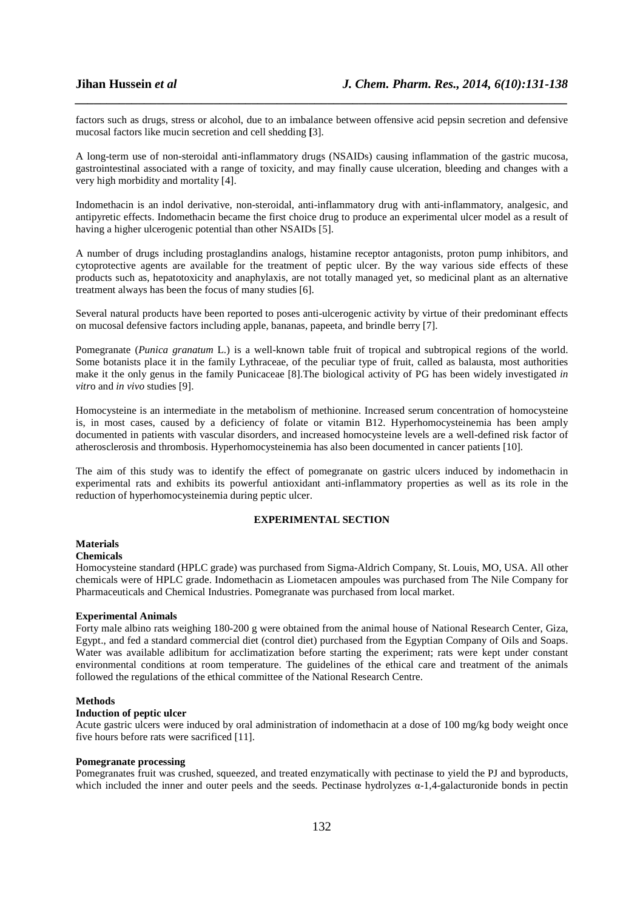factors such as drugs, stress or alcohol, due to an imbalance between offensive acid pepsin secretion and defensive mucosal factors like mucin secretion and cell shedding [3].

A long-term use of non-steroidal anti-inflammatory drugs (NSAIDs) causing inflammation of the gastric mucosa, gastrointestinal associated with a range of toxicity, and may finally cause ulceration, bleeding and changes with a very high morbidity and mortality [4].

Indomethacin is an indol derivative, non-steroidal, anti-inflammatory drug with anti-inflammatory, analgesic, and antipyretic effects. Indomethacin became the first choice drug to produce an experimental ulcer model as a result of having a higher ulcerogenic potential than other NSAIDs [5].

A number of drugs including prostaglandins analogs, histamine receptor antagonists, proton pump inhibitors, and cytoprotective agents are available for the treatment of peptic ulcer. By the way various side effects of these products such as, hepatotoxicity and anaphylaxis, are not totally managed yet, so medicinal plant as an alternative treatment always has been the focus of many studies [6].

Several natural products have been reported to poses anti-ulcerogenic activity by virtue of their predominant effects on mucosal defensive factors including apple, bananas, papeeta, and brindle berry [7].

Pomegranate (*Punica granatum* L.) is a well-known table fruit of tropical and subtropical regions of the world. Some botanists place it in the family Lythraceae, of the peculiar type of fruit, called as balausta, most authorities make it the only genus in the family Punicaceae [8].The biological activity of PG has been widely investigated *in vitro* and *in vivo* studies [9].

Homocysteine is an intermediate in the metabolism of methionine. Increased serum concentration of homocysteine is, in most cases, caused by a deficiency of folate or vitamin B12. Hyperhomocysteinemia has been amply documented in patients with vascular disorders, and increased homocysteine levels are a well-defined risk factor of atherosclerosis and thrombosis. Hyperhomocysteinemia has also been documented in cancer patients [10].

The aim of this study was to identify the effect of pomegranate on gastric ulcers induced by indomethacin in experimental rats and exhibits its powerful antioxidant anti-inflammatory properties as well as its role in the reduction of hyperhomocysteinemia during peptic ulcer.

## EXPERIMENTAL SECTION

### Materials

#### Chemicals

Homocysteine standard (HPLC grade) was purchased from Sigma-Aldrich Company, St. Louis, MO, USA. All other chemicals were of HPLC grade. Indomethacin as Liometacen ampoules was purchased from The Nile Company for Pharmaceuticals and Chemical Industries. Pomegranate was purchased from local market.

#### Experimental Animals

Forty male albino rats weighing 180-200 g were obtained from the animal house of National Research Center, Giza, Egypt., and fed a standard commercial diet (control diet) purchased from the Egyptian Company of Oils and Soaps. Water was available adlibitum for acclimatization before starting the experiment; rats were kept under constant environmental conditions at room temperature. The guidelines of the ethical care and treatment of the animals followed the regulations of the ethical committee of the National Research Centre.

### Methods

#### Induction of peptic ulcer

Acute gastric ulcers were induced by oral administration of indomethacin at a dose of 100 mg/kg body weight once five hours before rats were sacrificed [11].

#### Pomegranate processing

Pomegranates fruit was crushed, squeezed, and treated enzymatically with pectinase to yield the PJ and byproducts, which included the inner and outer peels and the seeds. Pectinase hydrolyzes $\alpha$-1,4-galacturonide bonds in pectin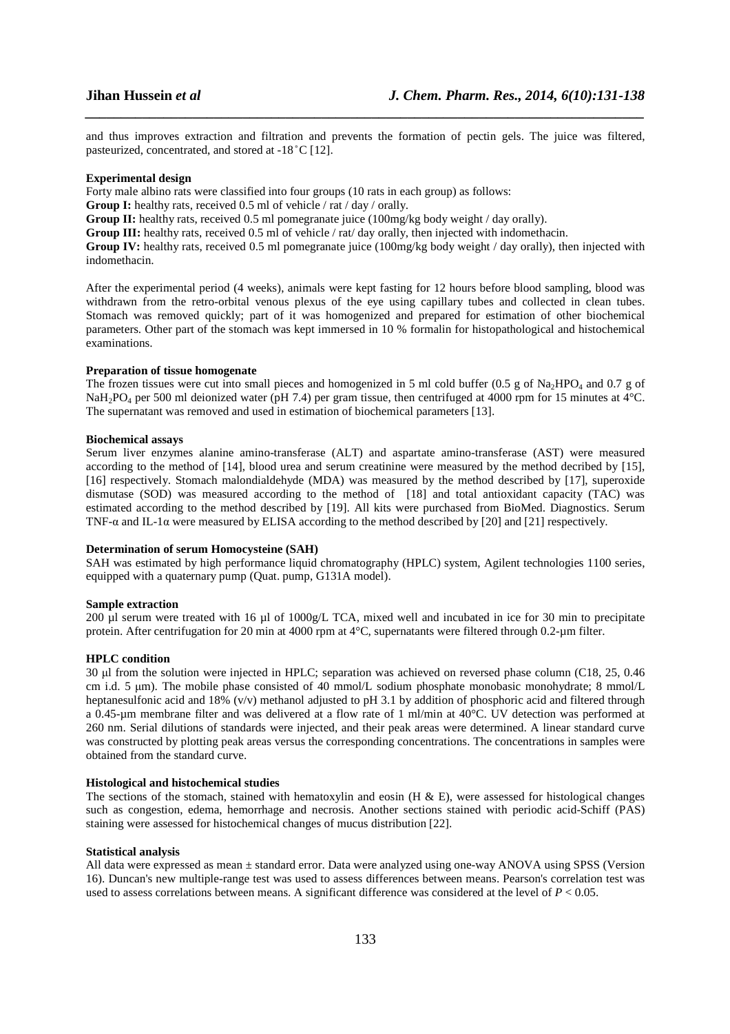and thus improves extraction and filtration and prevents the formation of pectin gels. The juice was filtered, pasteurized, concentrated, and stored at -18˚C [12].

**Experimental design**

Forty male albino rats were classified into four groups (10 rats in each group) as follows:

**Group I:** healthy rats, received 0.5 ml of vehicle / rat / day / orally.

**Group II:** healthy rats, received 0.5 ml pomegranate juice (100mg/kg body weight / day orally).

**Group III:** healthy rats, received 0.5 ml of vehicle / rat/ day orally, then injected with indomethacin.

**Group IV:** healthy rats, received 0.5 ml pomegranate juice (100mg/kg body weight / day orally), then injected with indomethacin.

After the experimental period (4 weeks), animals were kept fasting for 12 hours before blood sampling, blood was withdrawn from the retro-orbital venous plexus of the eye using capillary tubes and collected in clean tubes. Stomach was removed quickly; part of it was homogenized and prepared for estimation of other biochemical parameters. Other part of the stomach was kept immersed in 10 % formalin for histopathological and histochemical examinations.

**Preparation of tissue homogenate**

The frozen tissues were cut into small pieces and homogenized in 5 ml cold buffer (0.5 g of $Na_2HPO_4$ and 0.7 g of $NaH_2PO_4$ per 500 ml deionized water (pH 7.4) per gram tissue, then centrifuged at 4000 rpm for 15 minutes at 4°C. The supernatant was removed and used in estimation of biochemical parameters [13].

**Biochemical assays**

Serum liver enzymes alanine amino-transferase (ALT) and aspartate amino-transferase (AST) were measured according to the method of [14], blood urea and serum creatinine were measured by the method decribed by [15], [16] respectively. Stomach malondialdehyde (MDA) was measured by the method described by [17], superoxide dismutase (SOD) was measured according to the method of [18] and total antioxidant capacity (TAC) was estimated according to the method described by [19]. All kits were purchased from BioMed. Diagnostics. Serum TNF-α and IL-1α were measured by ELISA according to the method described by [20] and [21] respectively.

**Determination of serum Homocysteine (SAH)**

SAH was estimated by high performance liquid chromatography (HPLC) system, Agilent technologies 1100 series, equipped with a quaternary pump (Quat. pump, G131A model).

**Sample extraction**

200 µl serum were treated with 16 µl of 1000g/L TCA, mixed well and incubated in ice for 30 min to precipitate protein. After centrifugation for 20 min at 4000 rpm at 4°C, supernatants were filtered through 0.2-µm filter.

**HPLC condition**

30 µl from the solution were injected in HPLC; separation was achieved on reversed phase column (C18, 25, 0.46 cm i.d. 5 µm). The mobile phase consisted of 40 mmol/L sodium phosphate monobasic monohydrate; 8 mmol/L heptanesulfonic acid and 18% (v/v) methanol adjusted to pH 3.1 by addition of phosphoric acid and filtered through a 0.45-µm membrane filter and was delivered at a flow rate of 1 ml/min at 40°C. UV detection was performed at 260 nm. Serial dilutions of standards were injected, and their peak areas were determined. A linear standard curve was constructed by plotting peak areas versus the corresponding concentrations. The concentrations in samples were obtained from the standard curve.

**Histological and histochemical studies**

The sections of the stomach, stained with hematoxylin and eosin (H & E), were assessed for histological changes such as congestion, edema, hemorrhage and necrosis. Another sections stained with periodic acid-Schiff (PAS) staining were assessed for histochemical changes of mucus distribution [22].

**Statistical analysis**

All data were expressed as mean ± standard error. Data were analyzed using one-way ANOVA using SPSS (Version 16). Duncan's new multiple-range test was used to assess differences between means. Pearson's correlation test was used to assess correlations between means. A significant difference was considered at the level of $P < 0.05$.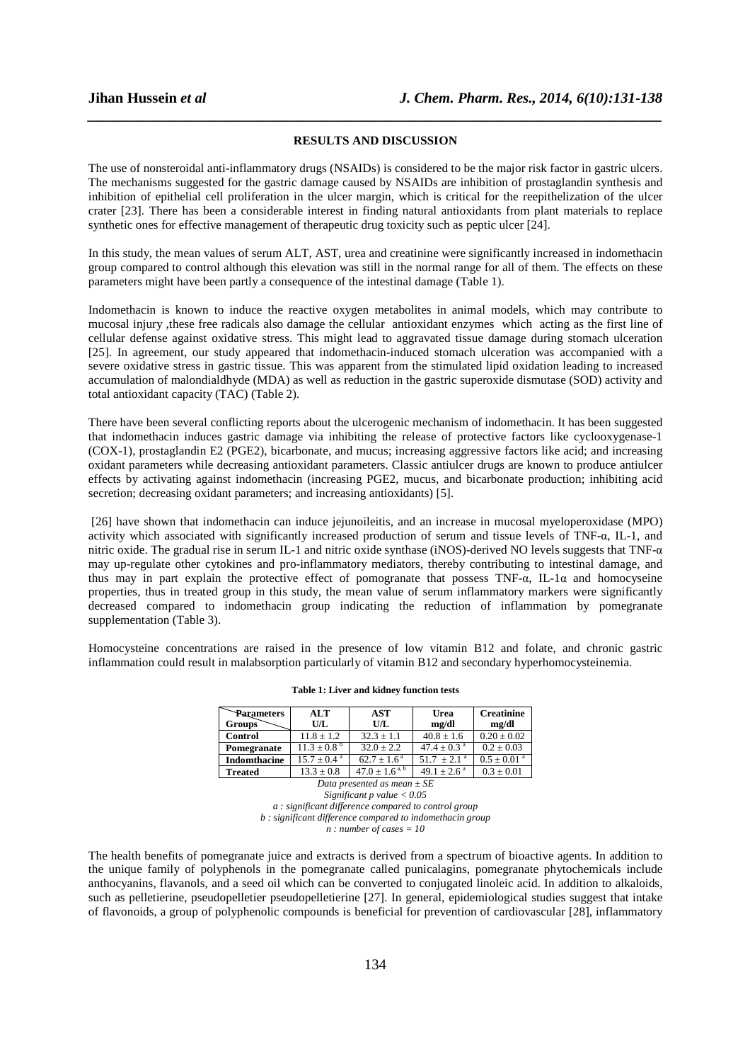## RESULTS AND DISCUSSION

The use of nonsteroidal anti-inflammatory drugs (NSAIDs) is considered to be the major risk factor in gastric ulcers. The mechanisms suggested for the gastric damage caused by NSAIDs are inhibition of prostaglandin synthesis and inhibition of epithelial cell proliferation in the ulcer margin, which is critical for the reepithelization of the ulcer crater [23]. There has been a considerable interest in finding natural antioxidants from plant materials to replace synthetic ones for effective management of therapeutic drug toxicity such as peptic ulcer [24].

In this study, the mean values of serum ALT, AST, urea and creatinine were significantly increased in indomethacin group compared to control although this elevation was still in the normal range for all of them. The effects on these parameters might have been partly a consequence of the intestinal damage (Table 1).

Indomethacin is known to induce the reactive oxygen metabolites in animal models, which may contribute to mucosal injury ,these free radicals also damage the cellular antioxidant enzymes which acting as the first line of cellular defense against oxidative stress. This might lead to aggravated tissue damage during stomach ulceration [25]. In agreement, our study appeared that indomethacin-induced stomach ulceration was accompanied with a severe oxidative stress in gastric tissue. This was apparent from the stimulated lipid oxidation leading to increased accumulation of malondialdhyde (MDA) as well as reduction in the gastric superoxide dismutase (SOD) activity and total antioxidant capacity (TAC) (Table 2).

There have been several conflicting reports about the ulcerogenic mechanism of indomethacin. It has been suggested that indomethacin induces gastric damage via inhibiting the release of protective factors like cyclooxygenase-1 (COX-1), prostaglandin E2 (PGE2), bicarbonate, and mucus; increasing aggressive factors like acid; and increasing oxidant parameters while decreasing antioxidant parameters. Classic antiulcer drugs are known to produce antiulcer effects by activating against indomethacin (increasing PGE2, mucus, and bicarbonate production; inhibiting acid secretion; decreasing oxidant parameters; and increasing antioxidants) [5].

[26] have shown that indomethacin can induce jejunoileitis, and an increase in mucosal myeloperoxidase (MPO) activity which associated with significantly increased production of serum and tissue levels of TNF-α, IL-1, and nitric oxide. The gradual rise in serum IL-1 and nitric oxide synthase (iNOS)-derived NO levels suggests that TNF-α may up-regulate other cytokines and pro-inflammatory mediators, thereby contributing to intestinal damage, and thus may in part explain the protective effect of pomogranate that possess TNF-α, IL-1α and homocyseine properties, thus in treated group in this study, the mean value of serum inflammatory markers were significantly decreased compared to indomethacin group indicating the reduction of inflammation by pomegranate supplementation (Table 3).

Homocysteine concentrations are raised in the presence of low vitamin B12 and folate, and chronic gastric inflammation could result in malabsorption particularly of vitamin B12 and secondary hyperhomocysteinemia.

**Table 1: Liver and kidney function tests**

| Parameters / Groups | ALT U/L | AST U/L | Urea mg/dl | Creatinine mg/dl |
|---|---|---|---|---|
| **Control** | 11.8 ± 1.2 | 32.3 ± 1.1 | 40.8 ± 1.6 | 0.20 ± 0.02 |
| **Pomegranate** | 11.3 ± 0.8 [b] | 32.0 ± 2.2 | 47.4 ± 0.3 [a] | 0.2 ± 0.03 |
| **Indomthacine** | 15.7 ± 0.4 [a] | 62.7 ± 1.6 [a] | 51.7 ± 2.1 [a] | 0.5 ± 0.01 [a] |
| **Treated** | 13.3 ± 0.8 | 47.0 ± 1.6 [a, b] | 49.1 ± 2.6 [a] | 0.3 ± 0.01 |

*Data presented as mean ± SE*
*Significant p value < 0.05*
*a : significant difference compared to control group*
*b : significant difference compared to indomethacin group*
*n : number of cases = 10*

The health benefits of pomegranate juice and extracts is derived from a spectrum of bioactive agents. In addition to the unique family of polyphenols in the pomegranate called punicalagins, pomegranate phytochemicals include anthocyanins, flavanols, and a seed oil which can be converted to conjugated linoleic acid. In addition to alkaloids, such as pelletierine, pseudopelletier pseudopelletierine [27]. In general, epidemiological studies suggest that intake of flavonoids, a group of polyphenolic compounds is beneficial for prevention of cardiovascular [28], inflammatory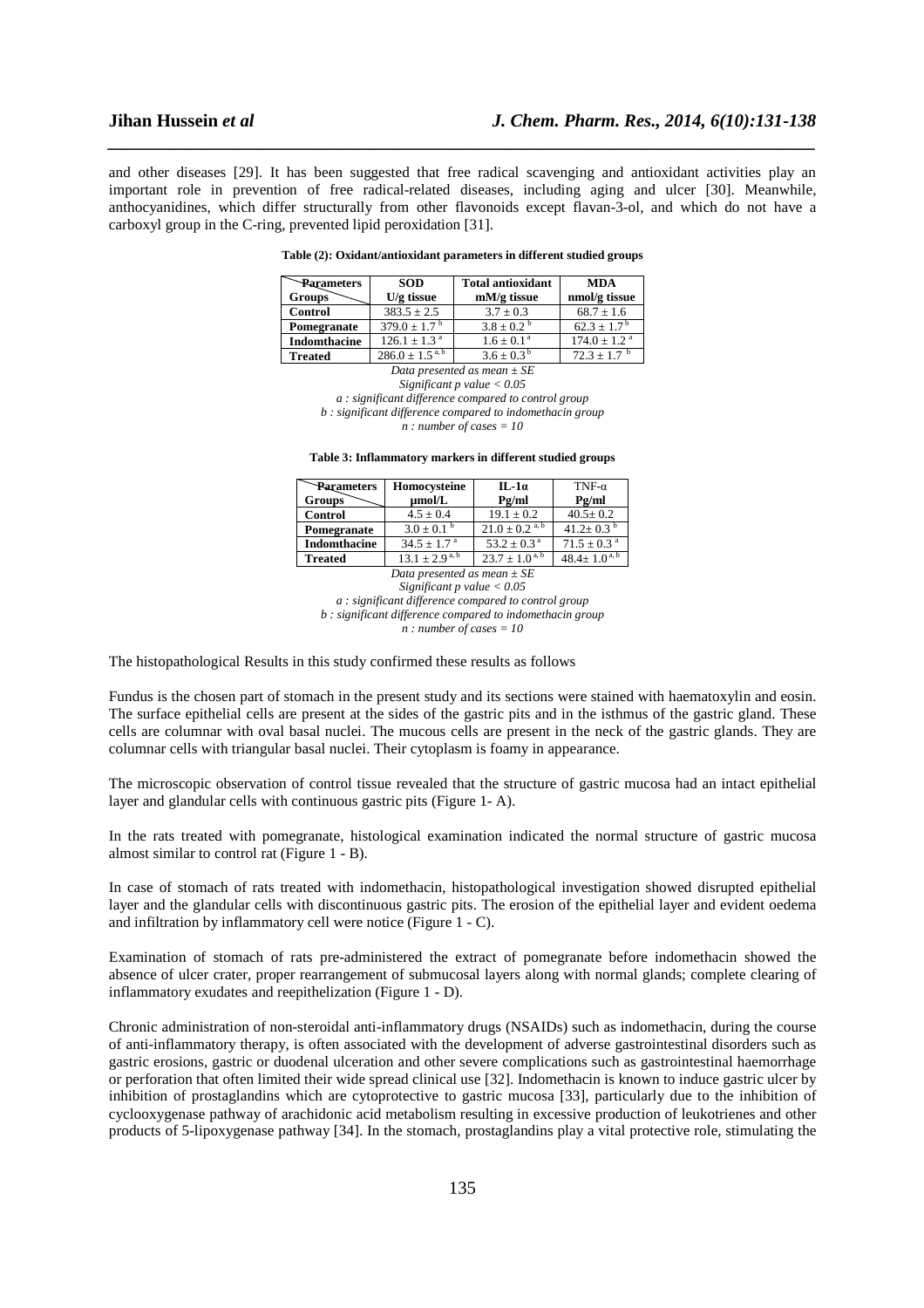and other diseases [29]. It has been suggested that free radical scavenging and antioxidant activities play an important role in prevention of free radical-related diseases, including aging and ulcer [30]. Meanwhile, anthocyanidines, which differ structurally from other flavonoids except flavan-3-ol, and which do not have a carboxyl group in the C-ring, prevented lipid peroxidation [31].

**Table (2): Oxidant/antioxidant parameters in different studied groups**

| Parameters / Groups | SOD U/g tissue | Total antioxidant mM/g tissue | MDA nmol/g tissue |
|---|---|---|---|
| **Control** | $383.5 \pm 2.5$ | $3.7 \pm 0.3$ | $68.7 \pm 1.6$ |
| **Pomegranate** | $379.0 \pm 1.7^{b}$ | $3.8 \pm 0.2^{b}$ | $62.3 \pm 1.7^{b}$ |
| **Indomthacine** | $126.1 \pm 1.3^{a}$ | $1.6 \pm 0.1^{a}$ | $174.0 \pm 1.2^{a}$ |
| **Treated** | $286.0 \pm 1.5^{a,b}$ | $3.6 \pm 0.3^{b}$ | $72.3 \pm 1.7^{b}$ |

*Data presented as mean ± SE*
*Significant p value < 0.05*
*a : significant difference compared to control group*
*b : significant difference compared to indomethacin group*
*n : number of cases = 10*

**Table 3: Inflammatory markers in different studied groups**

| Parameters / Groups | Homocysteine µmol/L | IL-1α Pg/ml | TNF-α Pg/ml |
|---|---|---|---|
| **Control** | $4.5 \pm 0.4$ | $19.1 \pm 0.2$ | $40.5 \pm 0.2$ |
| **Pomegranate** | $3.0 \pm 0.1^{b}$ | $21.0 \pm 0.2^{a,b}$ | $41.2 \pm 0.3^{b}$ |
| **Indomthacine** | $34.5 \pm 1.7^{a}$ | $53.2 \pm 0.3^{a}$ | $71.5 \pm 0.3^{a}$ |
| **Treated** | $13.1 \pm 2.9^{a,b}$ | $23.7 \pm 1.0^{a,b}$ | $48.4 \pm 1.0^{a,b}$ |

*Data presented as mean ± SE*
*Significant p value < 0.05*
*a : significant difference compared to control group*
*b : significant difference compared to indomethacin group*
*n : number of cases = 10*

The histopathological Results in this study confirmed these results as follows

Fundus is the chosen part of stomach in the present study and its sections were stained with haematoxylin and eosin. The surface epithelial cells are present at the sides of the gastric pits and in the isthmus of the gastric gland. These cells are columnar with oval basal nuclei. The mucous cells are present in the neck of the gastric glands. They are columnar cells with triangular basal nuclei. Their cytoplasm is foamy in appearance.

The microscopic observation of control tissue revealed that the structure of gastric mucosa had an intact epithelial layer and glandular cells with continuous gastric pits (Figure 1- A).

In the rats treated with pomegranate, histological examination indicated the normal structure of gastric mucosa almost similar to control rat (Figure 1 - B).

In case of stomach of rats treated with indomethacin, histopathological investigation showed disrupted epithelial layer and the glandular cells with discontinuous gastric pits. The erosion of the epithelial layer and evident oedema and infiltration by inflammatory cell were notice (Figure 1 - C).

Examination of stomach of rats pre-administered the extract of pomegranate before indomethacin showed the absence of ulcer crater, proper rearrangement of submucosal layers along with normal glands; complete clearing of inflammatory exudates and reepithelization (Figure 1 - D).

Chronic administration of non-steroidal anti-inflammatory drugs (NSAIDs) such as indomethacin, during the course of anti-inflammatory therapy, is often associated with the development of adverse gastrointestinal disorders such as gastric erosions, gastric or duodenal ulceration and other severe complications such as gastrointestinal haemorrhage or perforation that often limited their wide spread clinical use [32]. Indomethacin is known to induce gastric ulcer by inhibition of prostaglandins which are cytoprotective to gastric mucosa [33], particularly due to the inhibition of cyclooxygenase pathway of arachidonic acid metabolism resulting in excessive production of leukotrienes and other products of 5-lipoxygenase pathway [34]. In the stomach, prostaglandins play a vital protective role, stimulating the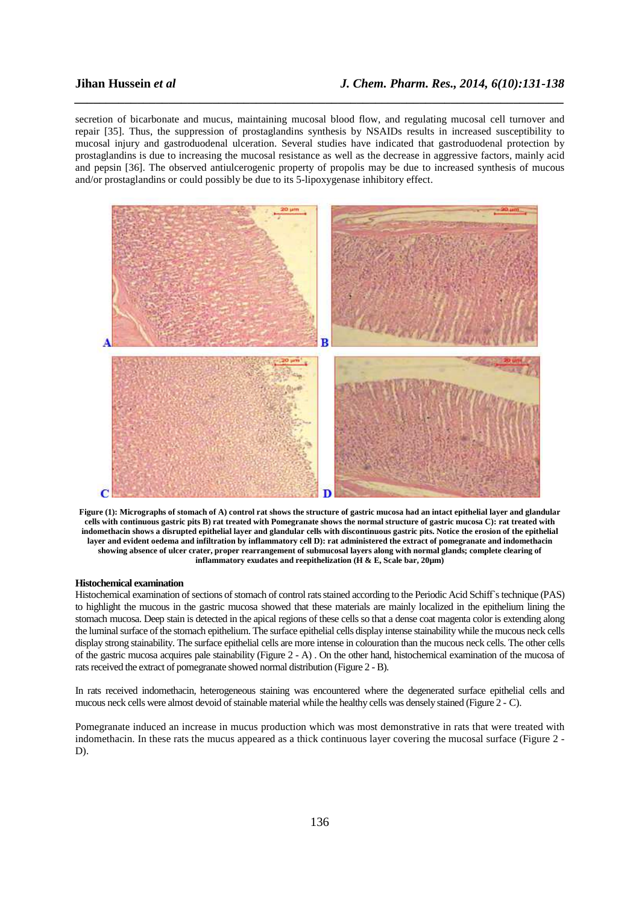secretion of bicarbonate and mucus, maintaining mucosal blood flow, and regulating mucosal cell turnover and repair [35]. Thus, the suppression of prostaglandins synthesis by NSAIDs results in increased susceptibility to mucosal injury and gastroduodenal ulceration. Several studies have indicated that gastroduodenal protection by prostaglandins is due to increasing the mucosal resistance as well as the decrease in aggressive factors, mainly acid and pepsin [36]. The observed antiulcerogenic property of propolis may be due to increased synthesis of mucous and/or prostaglandins or could possibly be due to its 5-lipoxygenase inhibitory effect.

**Figure (1): Micrographs of stomach of A) control rat shows the structure of gastric mucosa had an intact epithelial layer and glandular cells with continuous gastric pits B) rat treated with Pomegranate shows the normal structure of gastric mucosa C): rat treated with indomethacin shows a disrupted epithelial layer and glandular cells with discontinuous gastric pits. Notice the erosion of the epithelial layer and evident oedema and infiltration by inflammatory cell D): rat administered the extract of pomegranate and indomethacin showing absence of ulcer crater, proper rearrangement of submucosal layers along with normal glands; complete clearing of inflammatory exudates and reepithelization (H & E, Scale bar, 20µm)**

#### Histochemical examination

Histochemical examination of sections of stomach of control rats stained according to the Periodic Acid Schiff`s technique (PAS) to highlight the mucous in the gastric mucosa showed that these materials are mainly localized in the epithelium lining the stomach mucosa. Deep stain is detected in the apical regions of these cells so that a dense coat magenta color is extending along the luminal surface of the stomach epithelium. The surface epithelial cells display intense stainability while the mucous neck cells display strong stainability. The surface epithelial cells are more intense in colouration than the mucous neck cells. The other cells of the gastric mucosa acquires pale stainability (Figure 2 - A) . On the other hand, histochemical examination of the mucosa of rats received the extract of pomegranate showed normal distribution (Figure 2 - B).

In rats received indomethacin, heterogeneous staining was encountered where the degenerated surface epithelial cells and mucous neck cells were almost devoid of stainable material while the healthy cells was densely stained (Figure 2 - C).

Pomegranate induced an increase in mucus production which was most demonstrative in rats that were treated with indomethacin. In these rats the mucus appeared as a thick continuous layer covering the mucosal surface (Figure 2 - D).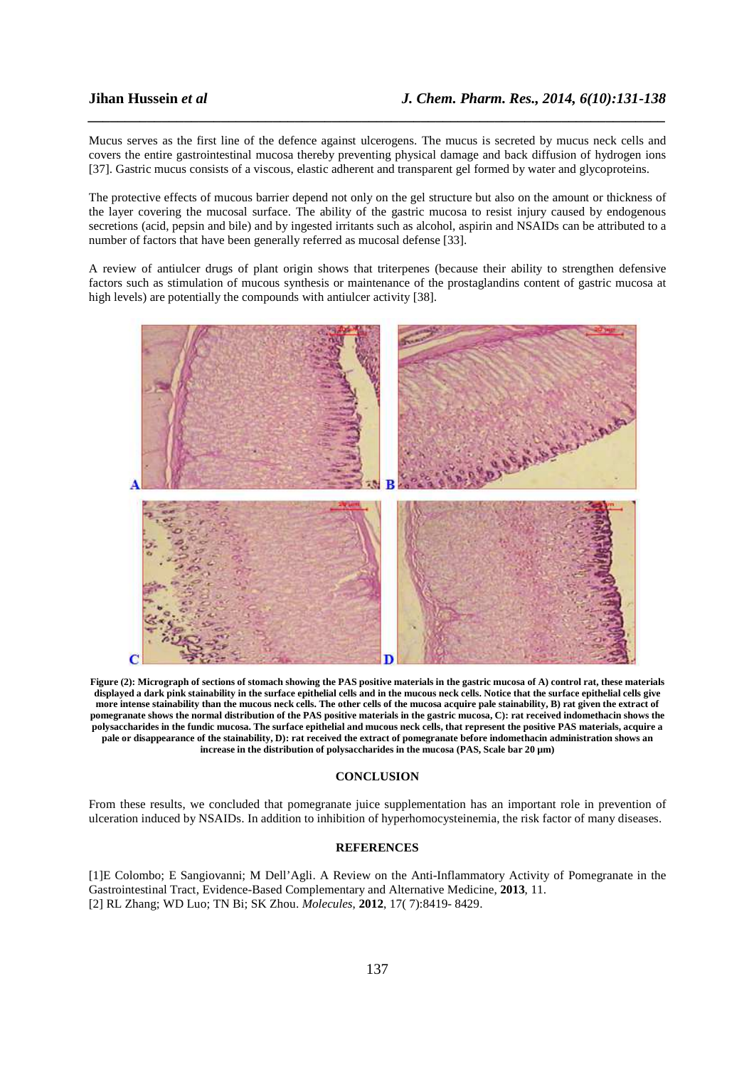Mucus serves as the first line of the defence against ulcerogens. The mucus is secreted by mucus neck cells and covers the entire gastrointestinal mucosa thereby preventing physical damage and back diffusion of hydrogen ions [37]. Gastric mucus consists of a viscous, elastic adherent and transparent gel formed by water and glycoproteins.

The protective effects of mucous barrier depend not only on the gel structure but also on the amount or thickness of the layer covering the mucosal surface. The ability of the gastric mucosa to resist injury caused by endogenous secretions (acid, pepsin and bile) and by ingested irritants such as alcohol, aspirin and NSAIDs can be attributed to a number of factors that have been generally referred as mucosal defense [33].

A review of antiulcer drugs of plant origin shows that triterpenes (because their ability to strengthen defensive factors such as stimulation of mucous synthesis or maintenance of the prostaglandins content of gastric mucosa at high levels) are potentially the compounds with antiulcer activity [38].

**Figure (2): Micrograph of sections of stomach showing the PAS positive materials in the gastric mucosa of A) control rat, these materials displayed a dark pink stainability in the surface epithelial cells and in the mucous neck cells. Notice that the surface epithelial cells give more intense stainability than the mucous neck cells. The other cells of the mucosa acquire pale stainability, B) rat given the extract of pomegranate shows the normal distribution of the PAS positive materials in the gastric mucosa, C): rat received indomethacin shows the polysaccharides in the fundic mucosa. The surface epithelial and mucous neck cells, that represent the positive PAS materials, acquire a pale or disappearance of the stainability, D): rat received the extract of pomegranate before indomethacin administration shows an increase in the distribution of polysaccharides in the mucosa (PAS, Scale bar 20 µm)**

## CONCLUSION

From these results, we concluded that pomegranate juice supplementation has an important role in prevention of ulceration induced by NSAIDs. In addition to inhibition of hyperhomocysteinemia, the risk factor of many diseases.

## REFERENCES

[1]E Colombo; E Sangiovanni; M Dell'Agli. A Review on the Anti-Inflammatory Activity of Pomegranate in the Gastrointestinal Tract, Evidence-Based Complementary and Alternative Medicine, **2013**, 11.

[2] RL Zhang; WD Luo; TN Bi; SK Zhou. *Molecules*, **2012**, 17( 7):8419- 8429.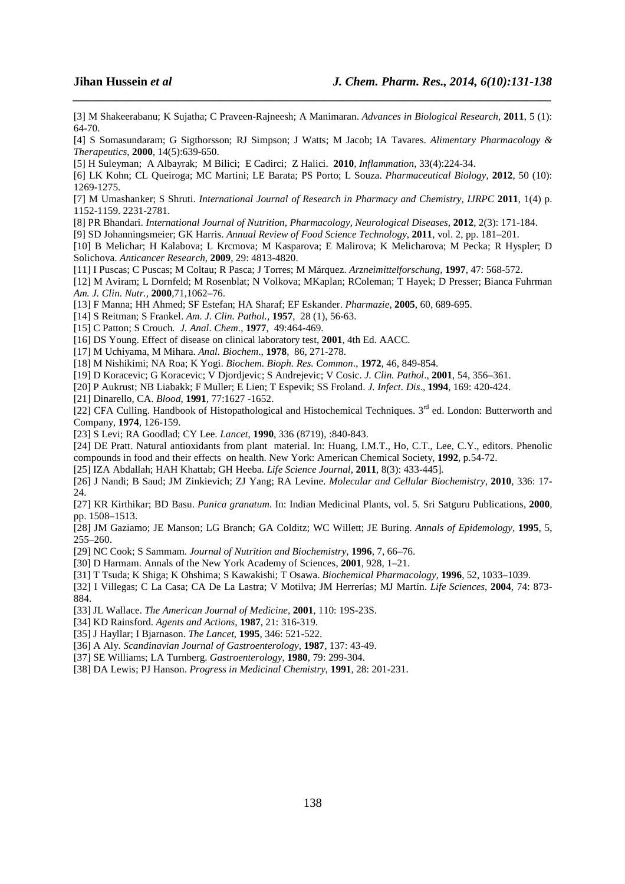[3] M Shakeerabanu; K Sujatha; C Praveen-Rajneesh; A Manimaran. *Advances in Biological Research*, **2011**, 5 (1): 64-70.

[4] S Somasundaram; G Sigthorsson; RJ Simpson; J Watts; M Jacob; IA Tavares. *Alimentary Pharmacology & Therapeutics*, **2000**, 14(5):639-650.

[5] H Suleyman; A Albayrak; M Bilici; E Cadirci; Z Halici. **2010**, *Inflammation*, 33(4):224-34.

[6] LK Kohn; CL Queiroga; MC Martini; LE Barata; PS Porto; L Souza. *Pharmaceutical Biology*, **2012**, 50 (10): 1269-1275.

[7] M Umashanker; S Shruti. *International Journal of Research in Pharmacy and Chemistry, IJRPC* **2011**, 1(4) p. 1152-1159. 2231-2781.

[8] PR Bhandari. *International Journal of Nutrition, Pharmacology, Neurological Diseases*, **2012**, 2(3): 171-184.

[9] SD Johanningsmeier; GK Harris. *Annual Review of Food Science Technology*, **2011**, vol. 2, pp. 181–201.

[10] B Melichar; H Kalabova; L Krcmova; M Kasparova; E Malirova; K Melicharova; M Pecka; R Hyspler; D Solichova. *Anticancer Research*, **2009**, 29: 4813-4820.

[11] I Puscas; C Puscas; M Coltau; R Pasca; J Torres; M Márquez. *Arzneimittelforschung*, **1997**, 47: 568-572.

[12] M Aviram; L Dornfeld; M Rosenblat; N Volkova; MKaplan; RColeman; T Hayek; D Presser; Bianca Fuhrman *Am. J. Clin. Nutr.*, **2000**,71,1062–76.

[13] F Manna; HH Ahmed; SF Estefan; HA Sharaf; EF Eskander. *Pharmazie*, **2005**, 60, 689-695.

[14] S Reitman; S Frankel. *Am. J. Clin. Pathol.*, **1957**, 28 (1), 56-63.

[15] C Patton; S Crouch. *J. Anal. Chem.*, **1977**, 49:464-469.

[16] DS Young. Effect of disease on clinical laboratory test, **2001**, 4th Ed. AACC.

[17] M Uchiyama, M Mihara. *Anal. Biochem.*, **1978**, 86, 271-278.

[18] M Nishikimi; NA Roa; K Yogi. *Biochem. Bioph. Res. Common.*, **1972**, 46, 849-854.

[19] D Koracevic; G Koracevic; V Djordjevic; S Andrejevic; V Cosic. *J. Clin. Pathol.*, **2001**, 54, 356–361.

[20] P Aukrust; NB Liabakk; F Muller; E Lien; T Espevik; SS Froland. *J. Infect. Dis.*, **1994**, 169: 420-424.

[21] Dinarello, CA. *Blood*, **1991**, 77:1627 -1652.

[22] CFA Culling. Handbook of Histopathological and Histochemical Techniques. 3rd ed. London: Butterworth and Company, **1974**, 126-159.

[23] S Levi; RA Goodlad; CY Lee. *Lancet*, **1990**, 336 (8719), :840-843.

[24] DE Pratt. Natural antioxidants from plant material. In: Huang, I.M.T., Ho, C.T., Lee, C.Y., editors. Phenolic compounds in food and their effects on health. New York: American Chemical Society, **1992**, p.54-72.

[25] IZA Abdallah; HAH Khattab; GH Heeba. *Life Science Journal*, **2011**, 8(3): 433-445].

[26] J Nandi; B Saud; JM Zinkievich; ZJ Yang; RA Levine. *Molecular and Cellular Biochemistry*, **2010**, 336: 17-24.

[27] KR Kirthikar; BD Basu. *Punica granatum*. In: Indian Medicinal Plants, vol. 5. Sri Satguru Publications, **2000**, pp. 1508–1513.

[28] JM Gaziamo; JE Manson; LG Branch; GA Colditz; WC Willett; JE Buring. *Annals of Epidemology*, **1995**, 5, 255–260.

[29] NC Cook; S Sammam. *Journal of Nutrition and Biochemistry*, **1996**, 7, 66–76.

[30] D Harmam. Annals of the New York Academy of Sciences, **2001**, 928, 1–21.

[31] T Tsuda; K Shiga; K Ohshima; S Kawakishi; T Osawa. *Biochemical Pharmacology*, **1996**, 52, 1033–1039.

[32] I Villegas; C La Casa; CA De La Lastra; V Motilva; JM Herrerías; MJ Martín. *Life Sciences*, **2004**, 74: 873-884.

[33] JL Wallace. *The American Journal of Medicine*, **2001**, 110: 19S-23S.

[34] KD Rainsford. *Agents and Actions*, **1987**, 21: 316-319.

[35] J Hayllar; I Bjarnason. *The Lancet*, **1995**, 346: 521-522.

[36] A Aly. *Scandinavian Journal of Gastroenterology*, **1987**, 137: 43-49.

[37] SE Williams; LA Turnberg. *Gastroenterology*, **1980**, 79: 299-304.

[38] DA Lewis; PJ Hanson. *Progress in Medicinal Chemistry*, **1991**, 28: 201-231.